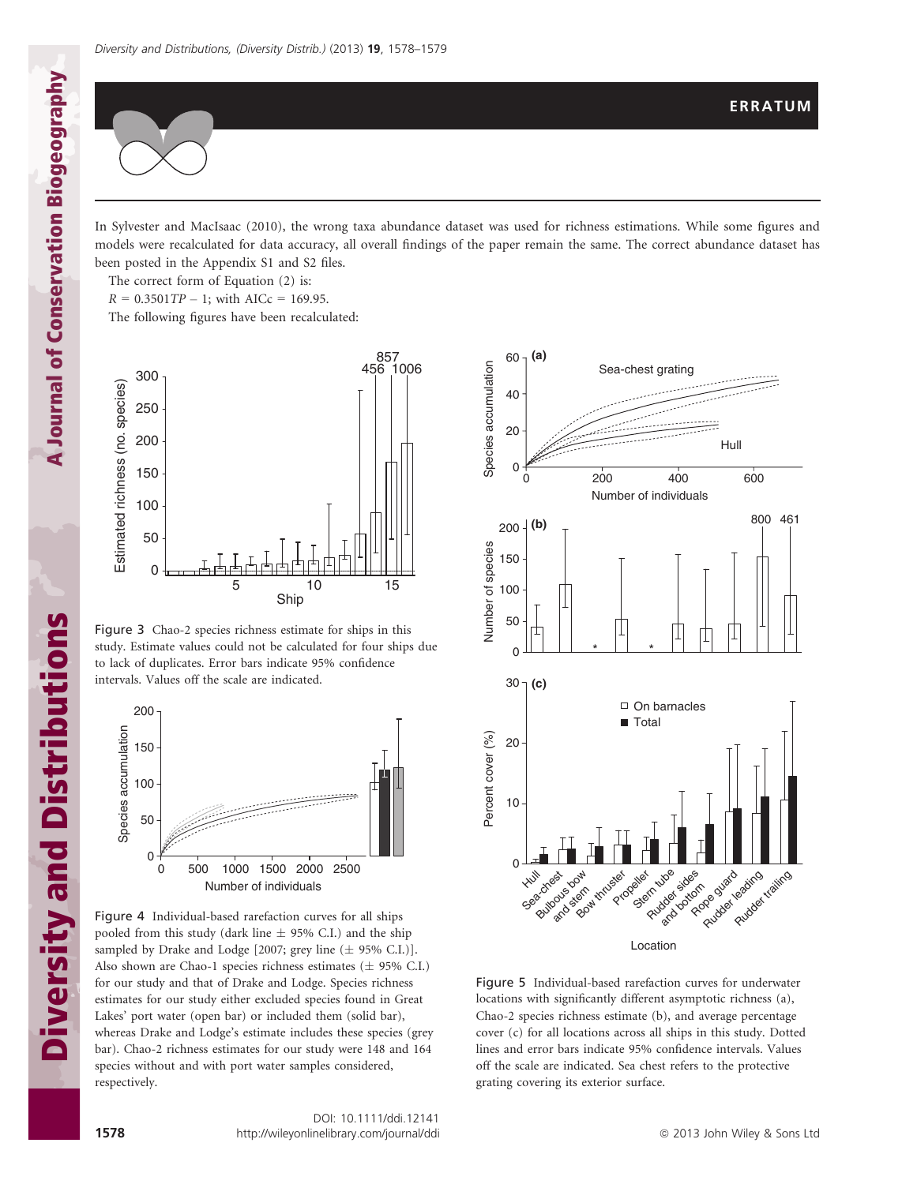# ERRATUM

In Sylvester and MacIsaac (2010), the wrong taxa abundance dataset was used for richness estimations. While some figures and models were recalculated for data accuracy, all overall findings of the paper remain the same. The correct abundance dataset has been posted in the Appendix S1 and S2 files.

The correct form of Equation (2) is:

$R = 0.3501TP - 1$; with AICc = 169.95.

The following figures have been recalculated:

Figure 3 Chao-2 species richness estimate for ships in this study. Estimate values could not be calculated for four ships due to lack of duplicates. Error bars indicate 95% confidence intervals. Values off the scale are indicated.

Figure 4 Individual-based rarefaction curves for all ships pooled from this study (dark line ± 95% C.I.) and the ship sampled by Drake and Lodge [2007; grey line (± 95% C.I.)]. Also shown are Chao-1 species richness estimates (± 95% C.I.) for our study and that of Drake and Lodge. Species richness estimates for our study either excluded species found in Great Lakes' port water (open bar) or included them (solid bar), whereas Drake and Lodge's estimate includes these species (grey bar). Chao-2 richness estimates for our study were 148 and 164 species without and with port water samples considered, respectively.

Figure 5 Individual-based rarefaction curves for underwater locations with significantly different asymptotic richness (a), Chao-2 species richness estimate (b), and average percentage cover (c) for all locations across all ships in this study. Dotted lines and error bars indicate 95% confidence intervals. Values off the scale are indicated. Sea chest refers to the protective grating covering its exterior surface.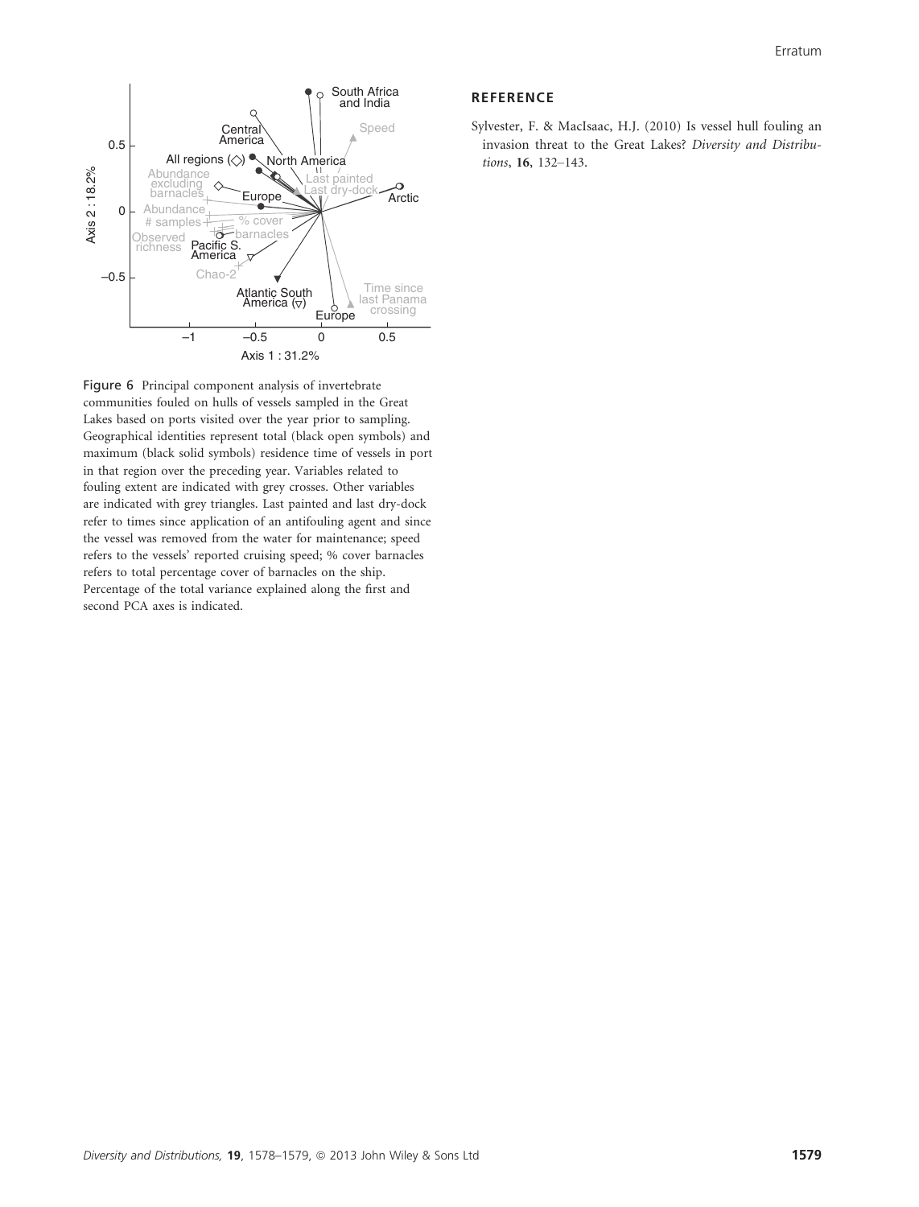Axis 2 : 18.2%

Axis 1 : 31.2%

0.5

0

–0.5

–1

–0.5

0

0.5

South Africa and India

Speed

Central America

All regions (◇)

North America

Abundance excluding barnacles

Last painted

Last dry-dock

Arctic

Europe

Abundance

# samples

% cover barnacles

Observed richness

Pacific S. America

Chao-2

Atlantic South America (▽)

Time since last Panama crossing

Europe

Figure 6 Principal component analysis of invertebrate communities fouled on hulls of vessels sampled in the Great Lakes based on ports visited over the year prior to sampling. Geographical identities represent total (black open symbols) and maximum (black solid symbols) residence time of vessels in port in that region over the preceding year. Variables related to fouling extent are indicated with grey crosses. Other variables are indicated with grey triangles. Last painted and last dry-dock refer to times since application of an antifouling agent and since the vessel was removed from the water for maintenance; speed refers to the vessels' reported cruising speed; % cover barnacles refers to total percentage cover of barnacles on the ship. Percentage of the total variance explained along the first and second PCA axes is indicated.

## REFERENCE

Sylvester, F. & MacIsaac, H.J. (2010) Is vessel hull fouling an invasion threat to the Great Lakes? *Diversity and Distributions*, **16**, 132–143.